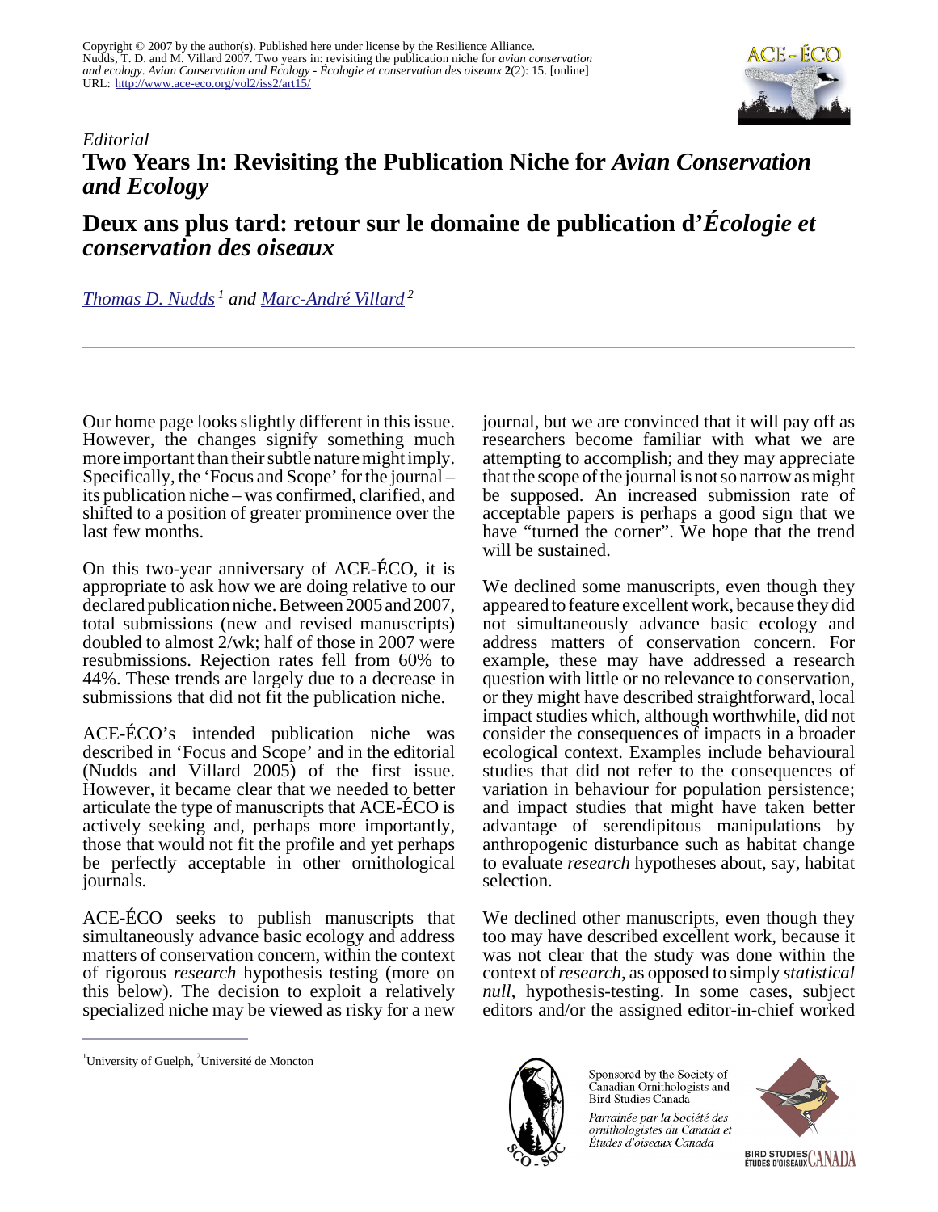Copyright © 2007 by the author(s). Published here under license by the Resilience Alliance.
Nudds, T. D. and M. Villard 2007. Two years in: revisiting the publication niche for *avian conservation and ecology*. *Avian Conservation and Ecology - Écologie et conservation des oiseaux* **2**(2): 15. [online]
URL: http://www.ace-eco.org/vol2/iss2/art15/

*Editorial*

# Two Years In: Revisiting the Publication Niche for *Avian Conservation and Ecology*

# Deux ans plus tard: retour sur le domaine de publication d'*Écologie et conservation des oiseaux*

*Thomas D. Nudds* [1] *and Marc-André Villard* [2]

Our home page looks slightly different in this issue. However, the changes signify something much more important than their subtle nature might imply. Specifically, the 'Focus and Scope' for the journal – its publication niche – was confirmed, clarified, and shifted to a position of greater prominence over the last few months.

On this two-year anniversary of ACE-ÉCO, it is appropriate to ask how we are doing relative to our declared publication niche. Between 2005 and 2007, total submissions (new and revised manuscripts) doubled to almost 2/wk; half of those in 2007 were resubmissions. Rejection rates fell from 60% to 44%. These trends are largely due to a decrease in submissions that did not fit the publication niche.

ACE-ÉCO's intended publication niche was described in 'Focus and Scope' and in the editorial (Nudds and Villard 2005) of the first issue. However, it became clear that we needed to better articulate the type of manuscripts that ACE-ÉCO is actively seeking and, perhaps more importantly, those that would not fit the profile and yet perhaps be perfectly acceptable in other ornithological journals.

ACE-ÉCO seeks to publish manuscripts that simultaneously advance basic ecology and address matters of conservation concern, within the context of rigorous *research* hypothesis testing (more on this below). The decision to exploit a relatively specialized niche may be viewed as risky for a new journal, but we are convinced that it will pay off as researchers become familiar with what we are attempting to accomplish; and they may appreciate that the scope of the journal is not so narrow as might be supposed. An increased submission rate of acceptable papers is perhaps a good sign that we have "turned the corner". We hope that the trend will be sustained.

We declined some manuscripts, even though they appeared to feature excellent work, because they did not simultaneously advance basic ecology and address matters of conservation concern. For example, these may have addressed a research question with little or no relevance to conservation, or they might have described straightforward, local impact studies which, although worthwhile, did not consider the consequences of impacts in a broader ecological context. Examples include behavioural studies that did not refer to the consequences of variation in behaviour for population persistence; and impact studies that might have taken better advantage of serendipitous manipulations by anthropogenic disturbance such as habitat change to evaluate *research* hypotheses about, say, habitat selection.

We declined other manuscripts, even though they too may have described excellent work, because it was not clear that the study was done within the context of *research*, as opposed to simply *statistical null*, hypothesis-testing. In some cases, subject editors and/or the assigned editor-in-chief worked

[1] University of Guelph, [2] Université de Moncton

Sponsored by the Society of Canadian Ornithologists and Bird Studies Canada

*Parrainée par la Société des ornithologistes du Canada et Études d'oiseaux Canada*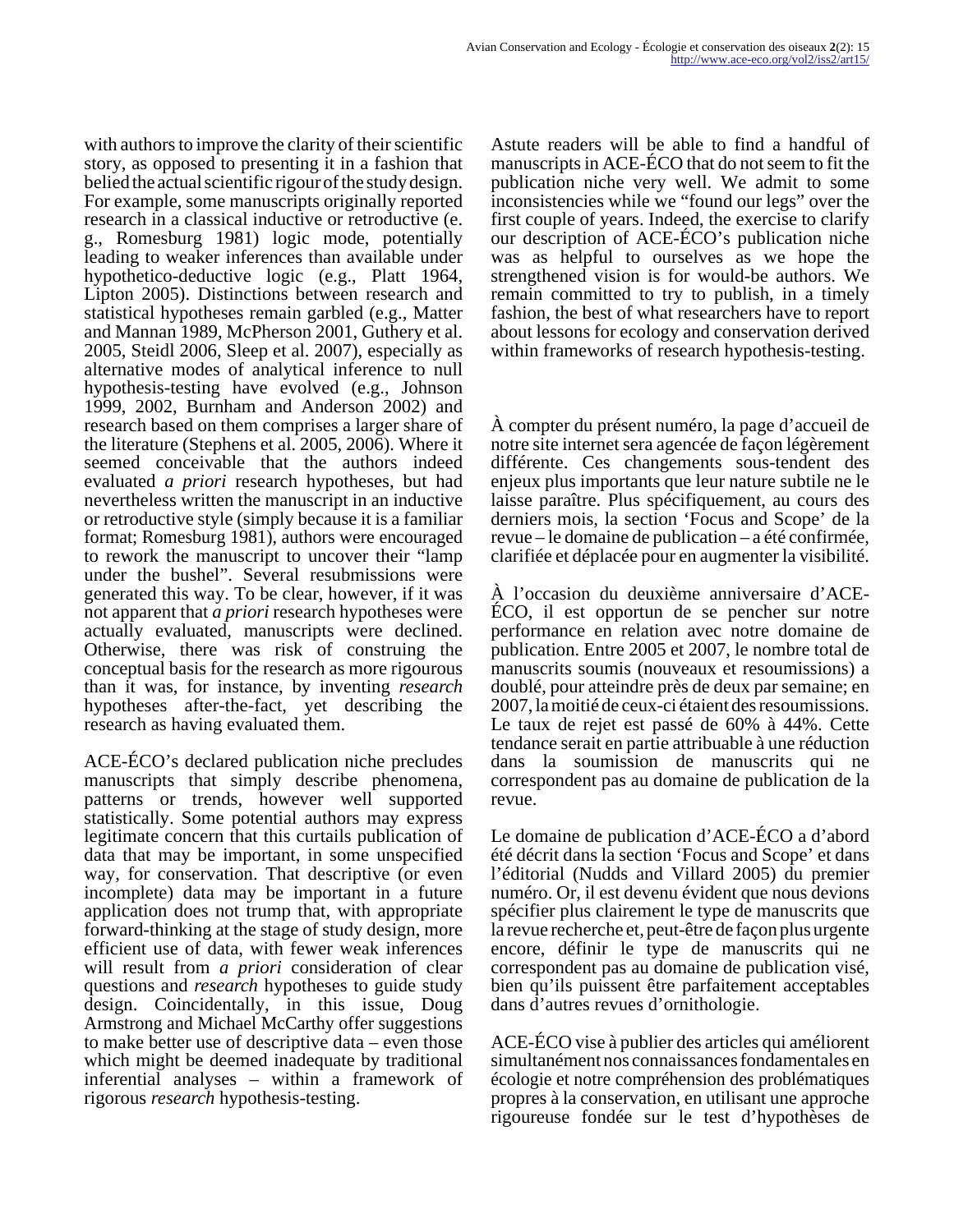with authors to improve the clarity of their scientific story, as opposed to presenting it in a fashion that belied the actual scientific rigour of the study design. For example, some manuscripts originally reported research in a classical inductive or retroductive (e. g., Romesburg 1981) logic mode, potentially leading to weaker inferences than available under hypothetico-deductive logic (e.g., Platt 1964, Lipton 2005). Distinctions between research and statistical hypotheses remain garbled (e.g., Matter and Mannan 1989, McPherson 2001, Guthery et al. 2005, Steidl 2006, Sleep et al. 2007), especially as alternative modes of analytical inference to null hypothesis-testing have evolved (e.g., Johnson 1999, 2002, Burnham and Anderson 2002) and research based on them comprises a larger share of the literature (Stephens et al. 2005, 2006). Where it seemed conceivable that the authors indeed evaluated *a priori* research hypotheses, but had nevertheless written the manuscript in an inductive or retroductive style (simply because it is a familiar format; Romesburg 1981), authors were encouraged to rework the manuscript to uncover their "lamp under the bushel". Several resubmissions were generated this way. To be clear, however, if it was not apparent that *a priori* research hypotheses were actually evaluated, manuscripts were declined. Otherwise, there was risk of construing the conceptual basis for the research as more rigourous than it was, for instance, by inventing *research* hypotheses after-the-fact, yet describing the research as having evaluated them.

ACE-ÉCO's declared publication niche precludes manuscripts that simply describe phenomena, patterns or trends, however well supported statistically. Some potential authors may express legitimate concern that this curtails publication of data that may be important, in some unspecified way, for conservation. That descriptive (or even incomplete) data may be important in a future application does not trump that, with appropriate forward-thinking at the stage of study design, more efficient use of data, with fewer weak inferences will result from *a priori* consideration of clear questions and *research* hypotheses to guide study design. Coincidentally, in this issue, Doug Armstrong and Michael McCarthy offer suggestions to make better use of descriptive data – even those which might be deemed inadequate by traditional inferential analyses – within a framework of rigorous *research* hypothesis-testing.

Astute readers will be able to find a handful of manuscripts in ACE-ÉCO that do not seem to fit the publication niche very well. We admit to some inconsistencies while we "found our legs" over the first couple of years. Indeed, the exercise to clarify our description of ACE-ÉCO's publication niche was as helpful to ourselves as we hope the strengthened vision is for would-be authors. We remain committed to try to publish, in a timely fashion, the best of what researchers have to report about lessons for ecology and conservation derived within frameworks of research hypothesis-testing.

À compter du présent numéro, la page d'accueil de notre site internet sera agencée de façon légèrement différente. Ces changements sous-tendent des enjeux plus importants que leur nature subtile ne le laisse paraître. Plus spécifiquement, au cours des derniers mois, la section 'Focus and Scope' de la revue – le domaine de publication – a été confirmée, clarifiée et déplacée pour en augmenter la visibilité.

À l'occasion du deuxième anniversaire d'ACE-ÉCO, il est opportun de se pencher sur notre performance en relation avec notre domaine de publication. Entre 2005 et 2007, le nombre total de manuscrits soumis (nouveaux et resoumissions) a doublé, pour atteindre près de deux par semaine; en 2007, la moitié de ceux-ci étaient des resoumissions. Le taux de rejet est passé de 60% à 44%. Cette tendance serait en partie attribuable à une réduction dans la soumission de manuscrits qui ne correspondent pas au domaine de publication de la revue.

Le domaine de publication d'ACE-ÉCO a d'abord été décrit dans la section 'Focus and Scope' et dans l'éditorial (Nudds and Villard 2005) du premier numéro. Or, il est devenu évident que nous devions spécifier plus clairement le type de manuscrits que la revue recherche et, peut-être de façon plus urgente encore, définir le type de manuscrits qui ne correspondent pas au domaine de publication visé, bien qu'ils puissent être parfaitement acceptables dans d'autres revues d'ornithologie.

ACE-ÉCO vise à publier des articles qui améliorent simultanément nos connaissances fondamentales en écologie et notre compréhension des problématiques propres à la conservation, en utilisant une approche rigoureuse fondée sur le test d'hypothèses de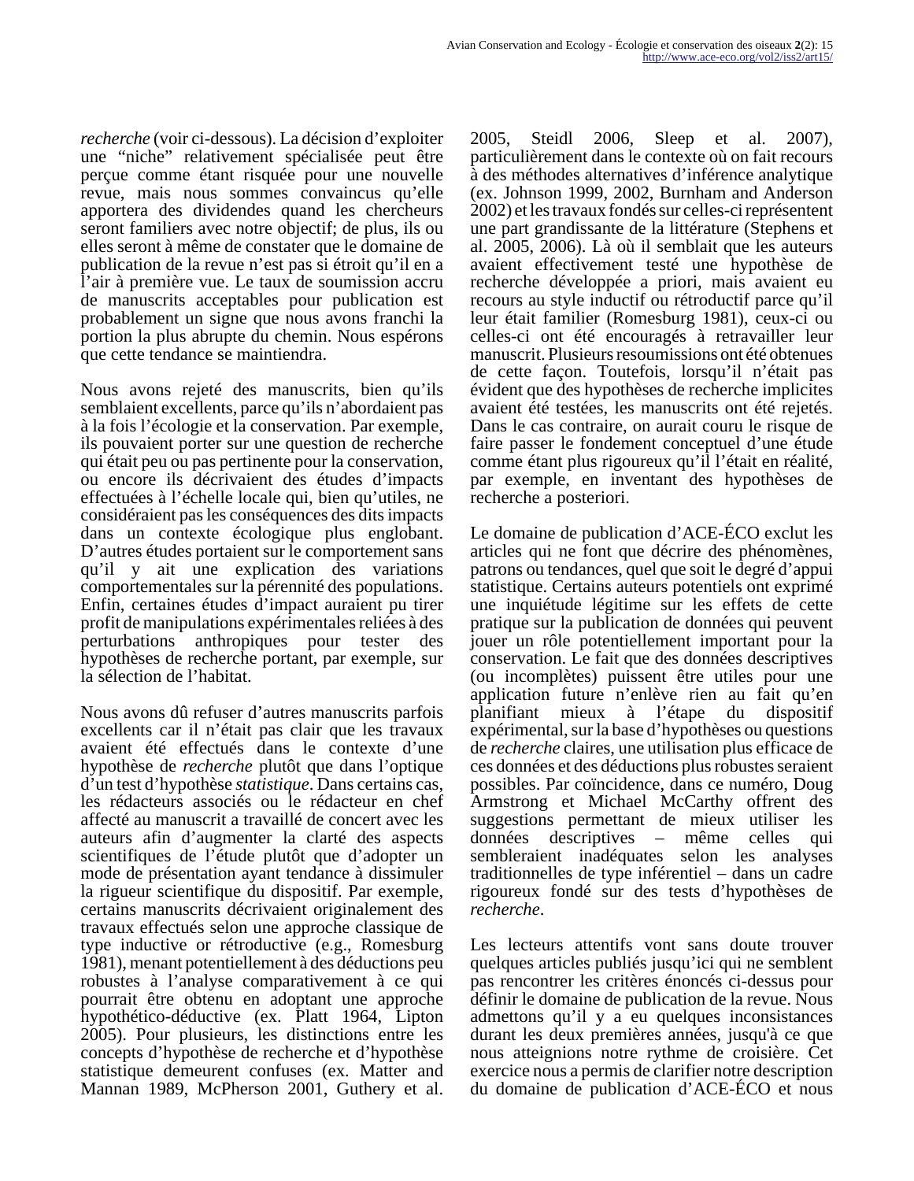*recherche* (voir ci-dessous). La décision d'exploiter une "niche" relativement spécialisée peut être perçue comme étant risquée pour une nouvelle revue, mais nous sommes convaincus qu'elle apportera des dividendes quand les chercheurs seront familiers avec notre objectif; de plus, ils ou elles seront à même de constater que le domaine de publication de la revue n'est pas si étroit qu'il en a l'air à première vue. Le taux de soumission accru de manuscrits acceptables pour publication est probablement un signe que nous avons franchi la portion la plus abrupte du chemin. Nous espérons que cette tendance se maintiendra.

Nous avons rejeté des manuscrits, bien qu'ils semblaient excellents, parce qu'ils n'abordaient pas à la fois l'écologie et la conservation. Par exemple, ils pouvaient porter sur une question de recherche qui était peu ou pas pertinente pour la conservation, ou encore ils décrivaient des études d'impacts effectuées à l'échelle locale qui, bien qu'utiles, ne considéraient pas les conséquences des dits impacts dans un contexte écologique plus englobant. D'autres études portaient sur le comportement sans qu'il y ait une explication des variations comportementales sur la pérennité des populations. Enfin, certaines études d'impact auraient pu tirer profit de manipulations expérimentales reliées à des perturbations anthropiques pour tester des hypothèses de recherche portant, par exemple, sur la sélection de l'habitat.

Nous avons dû refuser d'autres manuscrits parfois excellents car il n'était pas clair que les travaux avaient été effectués dans le contexte d'une hypothèse de *recherche* plutôt que dans l'optique d'un test d'hypothèse *statistique*. Dans certains cas, les rédacteurs associés ou le rédacteur en chef affecté au manuscrit a travaillé de concert avec les auteurs afin d'augmenter la clarté des aspects scientifiques de l'étude plutôt que d'adopter un mode de présentation ayant tendance à dissimuler la rigueur scientifique du dispositif. Par exemple, certains manuscrits décrivaient originalement des travaux effectués selon une approche classique de type inductive or rétroductive (e.g., Romesburg 1981), menant potentiellement à des déductions peu robustes à l'analyse comparativement à ce qui pourrait être obtenu en adoptant une approche hypothético-déductive (ex. Platt 1964, Lipton 2005). Pour plusieurs, les distinctions entre les concepts d'hypothèse de recherche et d'hypothèse statistique demeurent confuses (ex. Matter and Mannan 1989, McPherson 2001, Guthery et al. 2005, Steidl 2006, Sleep et al. 2007), particulièrement dans le contexte où on fait recours à des méthodes alternatives d'inférence analytique (ex. Johnson 1999, 2002, Burnham and Anderson 2002) et les travaux fondés sur celles-ci représentent une part grandissante de la littérature (Stephens et al. 2005, 2006). Là où il semblait que les auteurs avaient effectivement testé une hypothèse de recherche développée a priori, mais avaient eu recours au style inductif ou rétroductif parce qu'il leur était familier (Romesburg 1981), ceux-ci ou celles-ci ont été encouragés à retravailler leur manuscrit. Plusieurs resoumissions ont été obtenues de cette façon. Toutefois, lorsqu'il n'était pas évident que des hypothèses de recherche implicites avaient été testées, les manuscrits ont été rejetés. Dans le cas contraire, on aurait couru le risque de faire passer le fondement conceptuel d'une étude comme étant plus rigoureux qu'il l'était en réalité, par exemple, en inventant des hypothèses de recherche a posteriori.

Le domaine de publication d'ACE-ÉCO exclut les articles qui ne font que décrire des phénomènes, patrons ou tendances, quel que soit le degré d'appui statistique. Certains auteurs potentiels ont exprimé une inquiétude légitime sur les effets de cette pratique sur la publication de données qui peuvent jouer un rôle potentiellement important pour la conservation. Le fait que des données descriptives (ou incomplètes) puissent être utiles pour une application future n'enlève rien au fait qu'en planifiant mieux à l'étape du dispositif expérimental, sur la base d'hypothèses ou questions de *recherche* claires, une utilisation plus efficace de ces données et des déductions plus robustes seraient possibles. Par coïncidence, dans ce numéro, Doug Armstrong et Michael McCarthy offrent des suggestions permettant de mieux utiliser les données descriptives – même celles qui sembleraient inadéquates selon les analyses traditionnelles de type inférentiel – dans un cadre rigoureux fondé sur des tests d'hypothèses de *recherche*.

Les lecteurs attentifs vont sans doute trouver quelques articles publiés jusqu'ici qui ne semblent pas rencontrer les critères énoncés ci-dessus pour définir le domaine de publication de la revue. Nous admettons qu'il y a eu quelques inconsistances durant les deux premières années, jusqu'à ce que nous atteignions notre rythme de croisière. Cet exercice nous a permis de clarifier notre description du domaine de publication d'ACE-ÉCO et nous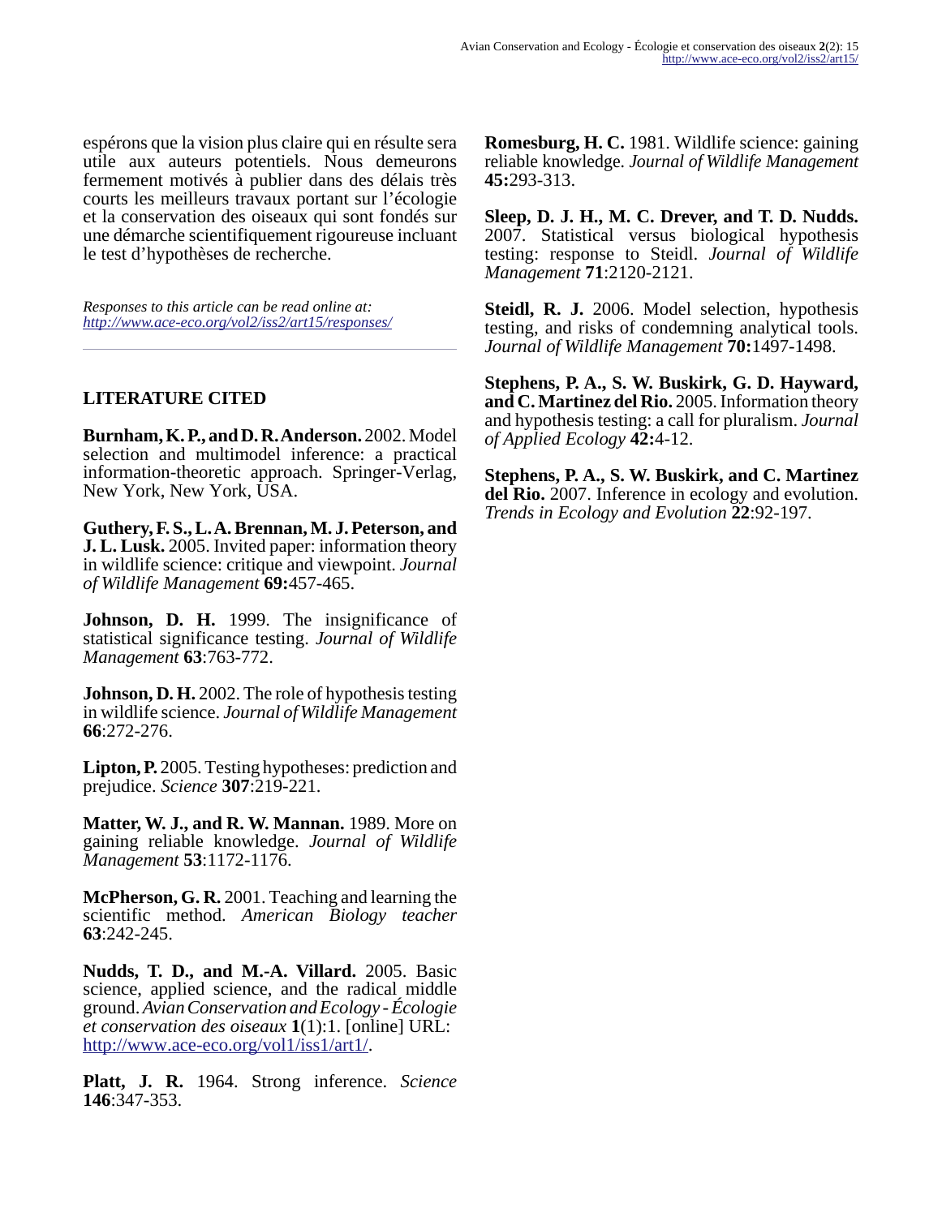espérons que la vision plus claire qui en résulte sera utile aux auteurs potentiels. Nous demeurons fermement motivés à publier dans des délais très courts les meilleurs travaux portant sur l'écologie et la conservation des oiseaux qui sont fondés sur une démarche scientifiquement rigoureuse incluant le test d'hypothèses de recherche.

*Responses to this article can be read online at:* *http://www.ace-eco.org/vol2/iss2/art15/responses/*

---

## LITERATURE CITED

**Burnham, K. P., and D. R. Anderson.** 2002. Model selection and multimodel inference: a practical information-theoretic approach. Springer-Verlag, New York, New York, USA.

**Guthery, F. S., L. A. Brennan, M. J. Peterson, and J. L. Lusk.** 2005. Invited paper: information theory in wildlife science: critique and viewpoint. *Journal of Wildlife Management* **69:**457-465.

**Johnson, D. H.** 1999. The insignificance of statistical significance testing. *Journal of Wildlife Management* **63**:763-772.

**Johnson, D. H.** 2002. The role of hypothesis testing in wildlife science. *Journal of Wildlife Management* **66**:272-276.

**Lipton, P.** 2005. Testing hypotheses: prediction and prejudice. *Science* **307**:219-221.

**Matter, W. J., and R. W. Mannan.** 1989. More on gaining reliable knowledge. *Journal of Wildlife Management* **53**:1172-1176.

**McPherson, G. R.** 2001. Teaching and learning the scientific method. *American Biology teacher* **63**:242-245.

**Nudds, T. D., and M.-A. Villard.** 2005. Basic science, applied science, and the radical middle ground. *Avian Conservation and Ecology - Écologie et conservation des oiseaux* **1**(1):1. [online] URL: http://www.ace-eco.org/vol1/iss1/art1/.

**Platt, J. R.** 1964. Strong inference. *Science* **146**:347-353.

**Romesburg, H. C.** 1981. Wildlife science: gaining reliable knowledge. *Journal of Wildlife Management* **45:**293-313.

**Sleep, D. J. H., M. C. Drever, and T. D. Nudds.** 2007. Statistical versus biological hypothesis testing: response to Steidl. *Journal of Wildlife Management* **71**:2120-2121.

**Steidl, R. J.** 2006. Model selection, hypothesis testing, and risks of condemning analytical tools. *Journal of Wildlife Management* **70:**1497-1498.

**Stephens, P. A., S. W. Buskirk, G. D. Hayward, and C. Martinez del Rio.** 2005. Information theory and hypothesis testing: a call for pluralism. *Journal of Applied Ecology* **42:**4-12.

**Stephens, P. A., S. W. Buskirk, and C. Martinez del Rio.** 2007. Inference in ecology and evolution. *Trends in Ecology and Evolution* **22**:92-197.